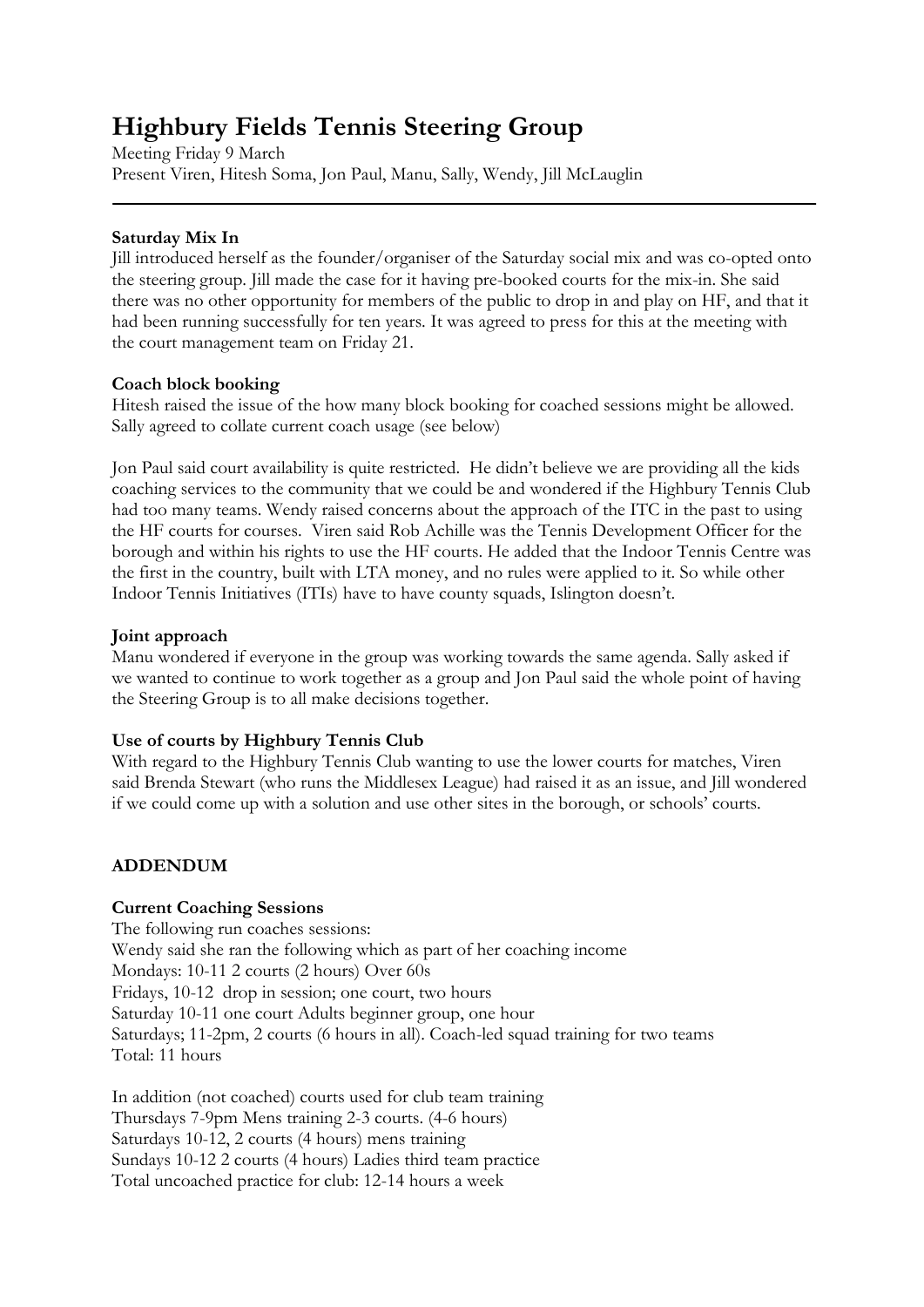# Highbury Fields Tennis Steering Group

Meeting Friday 9 March
Present Viren, Hitesh Soma, Jon Paul, Manu, Sally, Wendy, Jill McLauglin

---

**Saturday Mix In**

Jill introduced herself as the founder/organiser of the Saturday social mix and was co-opted onto the steering group. Jill made the case for it having pre-booked courts for the mix-in. She said there was no other opportunity for members of the public to drop in and play on HF, and that it had been running successfully for ten years. It was agreed to press for this at the meeting with the court management team on Friday 21.

**Coach block booking**

Hitesh raised the issue of the how many block booking for coached sessions might be allowed. Sally agreed to collate current coach usage (see below)

Jon Paul said court availability is quite restricted. He didn't believe we are providing all the kids coaching services to the community that we could be and wondered if the Highbury Tennis Club had too many teams. Wendy raised concerns about the approach of the ITC in the past to using the HF courts for courses. Viren said Rob Achille was the Tennis Development Officer for the borough and within his rights to use the HF courts. He added that the Indoor Tennis Centre was the first in the country, built with LTA money, and no rules were applied to it. So while other Indoor Tennis Initiatives (ITIs) have to have county squads, Islington doesn't.

**Joint approach**

Manu wondered if everyone in the group was working towards the same agenda. Sally asked if we wanted to continue to work together as a group and Jon Paul said the whole point of having the Steering Group is to all make decisions together.

**Use of courts by Highbury Tennis Club**

With regard to the Highbury Tennis Club wanting to use the lower courts for matches, Viren said Brenda Stewart (who runs the Middlesex League) had raised it as an issue, and Jill wondered if we could come up with a solution and use other sites in the borough, or schools' courts.

**ADDENDUM**

**Current Coaching Sessions**

The following run coaches sessions:
Wendy said she ran the following which as part of her coaching income
Mondays: 10-11 2 courts (2 hours) Over 60s
Fridays, 10-12 drop in session; one court, two hours
Saturday 10-11 one court Adults beginner group, one hour
Saturdays; 11-2pm, 2 courts (6 hours in all). Coach-led squad training for two teams
Total: 11 hours

In addition (not coached) courts used for club team training
Thursdays 7-9pm Mens training 2-3 courts. (4-6 hours)
Saturdays 10-12, 2 courts (4 hours) mens training
Sundays 10-12 2 courts (4 hours) Ladies third team practice
Total uncoached practice for club: 12-14 hours a week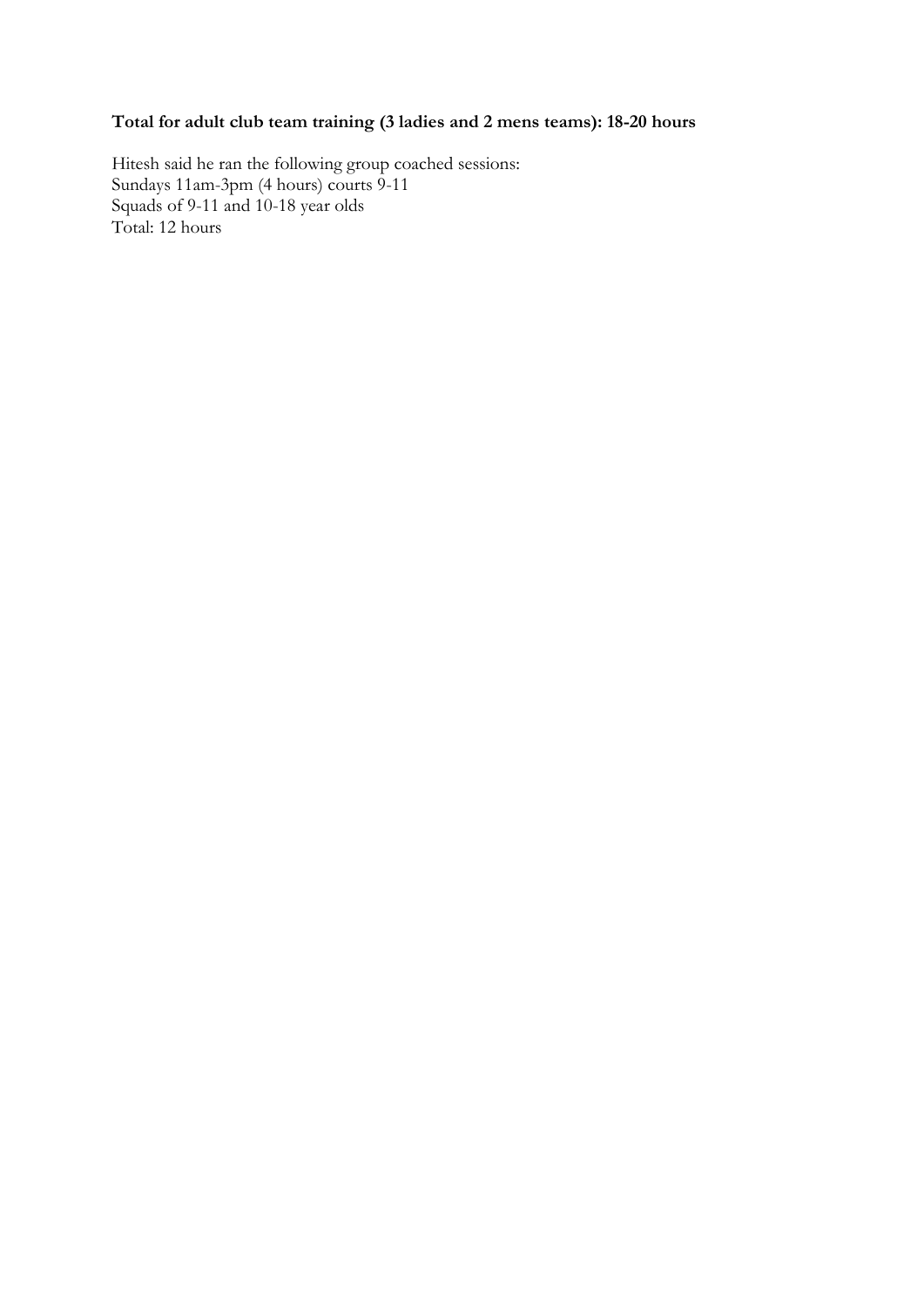**Total for adult club team training (3 ladies and 2 mens teams): 18-20 hours**

Hitesh said he ran the following group coached sessions:
Sundays 11am-3pm (4 hours) courts 9-11
Squads of 9-11 and 10-18 year olds
Total: 12 hours